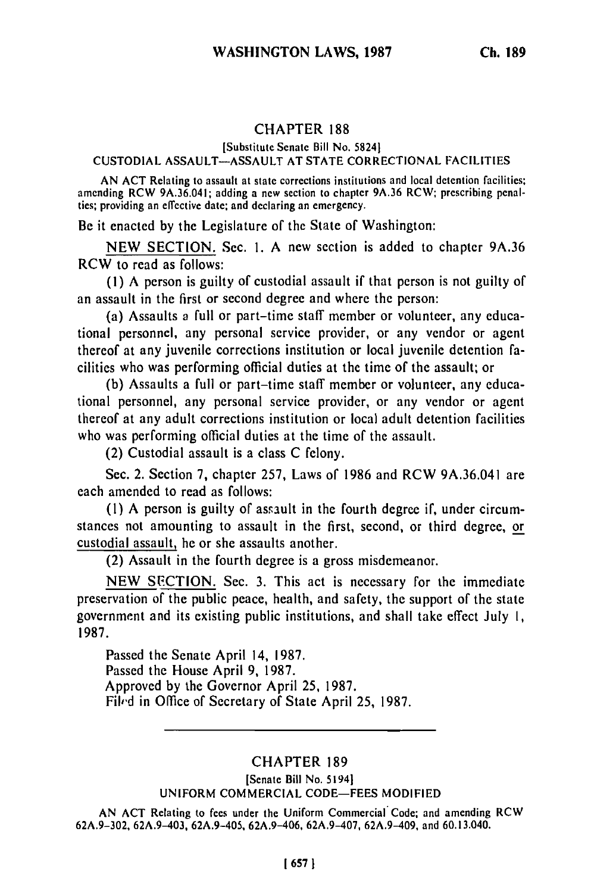## CHAPTER 188

[Substitute Senate Bill No. 5824]

CUSTODIAL ASSAULT—ASSAULT AT STATE CORRECTIONAL FACILITIES

AN ACT Relating to assault at state corrections institutions and local detention facilities; amending RCW 9A.36.041; adding a new section to chapter 9A.36 RCW; prescribing penalties; providing an effective date; and declaring an emergency.

Be it enacted by the Legislature of the State of Washington:

NEW SECTION. Sec. 1. A new section is added to chapter 9A.36 RCW to read as follows:

(1) A person is guilty of custodial assault if that person is not guilty of an assault in the first or second degree and where the person:

(a) Assaults a full or part-time staff member or volunteer, any educational personnel, any personal service provider, or any vendor or agent thereof at any juvenile corrections institution or local juvenile detention facilities who was performing official duties at the time of the assault; or

(b) Assaults a full or part-time staff member or volunteer, any educational personnel, any personal service provider, or any vendor or agent thereof at any adult corrections institution or local adult detention facilities who was performing official duties at the time of the assault.

(2) Custodial assault is a class C felony.

Sec. 2. Section 7, chapter 257, Laws of 1986 and RCW 9A.36.041 are each amended to read as follows:

(1) A person is guilty of assault in the fourth degree if, under circumstances not amounting to assault in the first, second, or third degree, or custodial assault, he or she assaults another.

(2) Assault in the fourth degree is a gross misdemeanor.

NEW SECTION. Sec. 3. This act is necessary for the immediate preservation of the public peace, health, and safety, the support of the state government and its existing public institutions, and shall take effect July 1, 1987.

Passed the Senate April 14, 1987.
Passed the House April 9, 1987.
Approved by the Governor April 25, 1987.
Filed in Office of Secretary of State April 25, 1987.

---

## CHAPTER 189

[Senate Bill No. 5194]

UNIFORM COMMERCIAL CODE—FEES MODIFIED

AN ACT Relating to fees under the Uniform Commercial Code; and amending RCW 62A.9-302, 62A.9-403, 62A.9-405, 62A.9-406, 62A.9-407, 62A.9-409, and 60.13.040.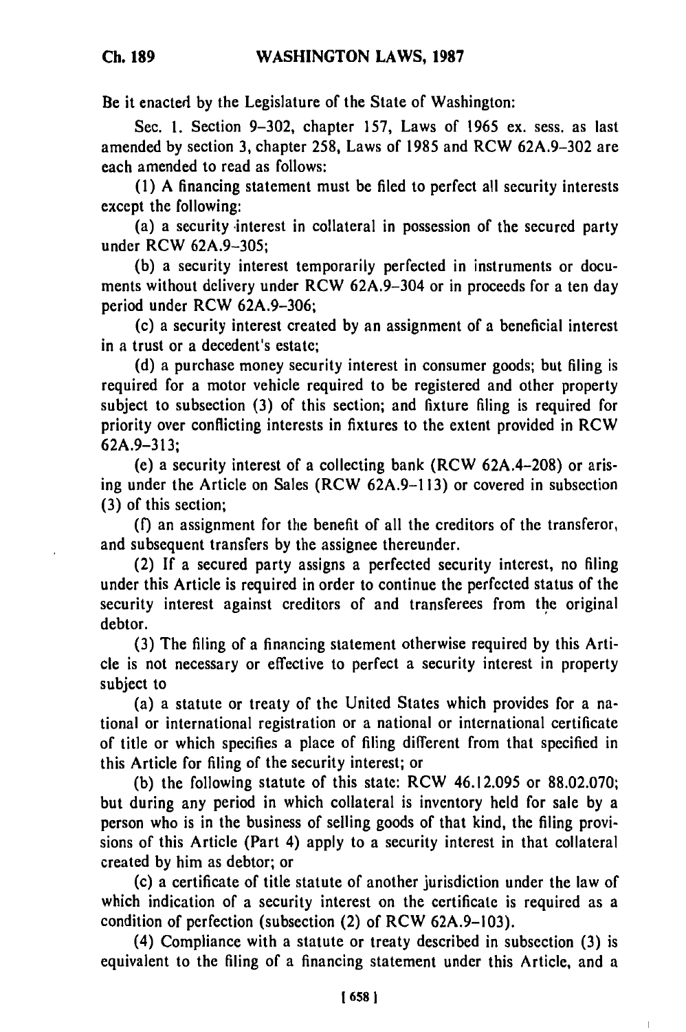Be it enacted by the Legislature of the State of Washington:

Sec. 1. Section 9-302, chapter 157, Laws of 1965 ex. sess. as last amended by section 3, chapter 258, Laws of 1985 and RCW 62A.9-302 are each amended to read as follows:

(1) A financing statement must be filed to perfect all security interests except the following:

(a) a security interest in collateral in possession of the secured party under RCW 62A.9-305;

(b) a security interest temporarily perfected in instruments or documents without delivery under RCW 62A.9-304 or in proceeds for a ten day period under RCW 62A.9-306;

(c) a security interest created by an assignment of a beneficial interest in a trust or a decedent's estate;

(d) a purchase money security interest in consumer goods; but filing is required for a motor vehicle required to be registered and other property subject to subsection (3) of this section; and fixture filing is required for priority over conflicting interests in fixtures to the extent provided in RCW 62A.9-313;

(e) a security interest of a collecting bank (RCW 62A.4-208) or arising under the Article on Sales (RCW 62A.9-113) or covered in subsection (3) of this section;

(f) an assignment for the benefit of all the creditors of the transferor, and subsequent transfers by the assignee thereunder.

(2) If a secured party assigns a perfected security interest, no filing under this Article is required in order to continue the perfected status of the security interest against creditors of and transferees from the original debtor.

(3) The filing of a financing statement otherwise required by this Article is not necessary or effective to perfect a security interest in property subject to

(a) a statute or treaty of the United States which provides for a national or international registration or a national or international certificate of title or which specifies a place of filing different from that specified in this Article for filing of the security interest; or

(b) the following statute of this state: RCW 46.12.095 or 88.02.070; but during any period in which collateral is inventory held for sale by a person who is in the business of selling goods of that kind, the filing provisions of this Article (Part 4) apply to a security interest in that collateral created by him as debtor; or

(c) a certificate of title statute of another jurisdiction under the law of which indication of a security interest on the certificate is required as a condition of perfection (subsection (2) of RCW 62A.9-103).

(4) Compliance with a statute or treaty described in subsection (3) is equivalent to the filing of a financing statement under this Article, and a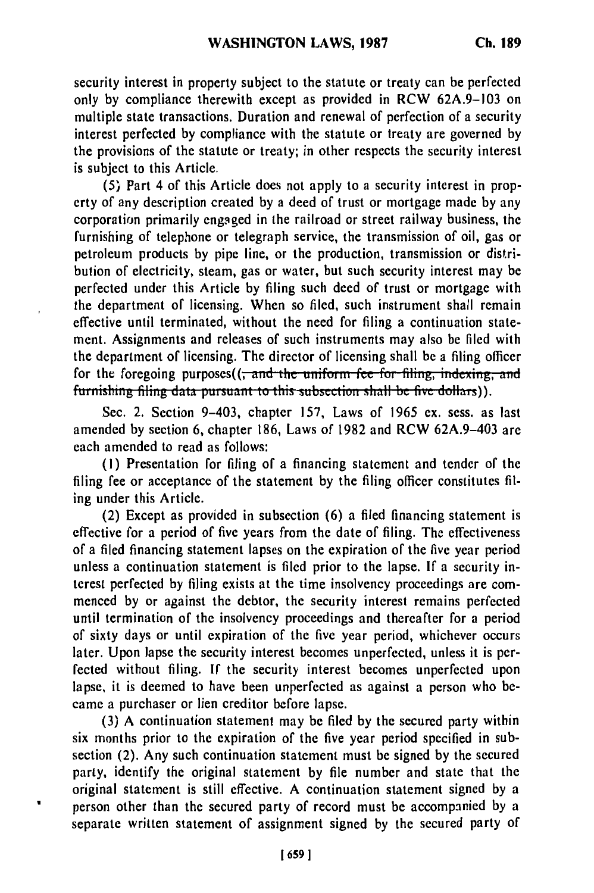security interest in property subject to the statute or treaty can be perfected only by compliance therewith except as provided in RCW 62A.9-103 on multiple state transactions. Duration and renewal of perfection of a security interest perfected by compliance with the statute or treaty are governed by the provisions of the statute or treaty; in other respects the security interest is subject to this Article.

(5) Part 4 of this Article does not apply to a security interest in property of any description created by a deed of trust or mortgage made by any corporation primarily engaged in the railroad or street railway business, the furnishing of telephone or telegraph service, the transmission of oil, gas or petroleum products by pipe line, or the production, transmission or distribution of electricity, steam, gas or water, but such security interest may be perfected under this Article by filing such deed of trust or mortgage with the department of licensing. When so filed, such instrument shall remain effective until terminated, without the need for filing a continuation statement. Assignments and releases of such instruments may also be filed with the department of licensing. The director of licensing shall be a filing officer for the foregoing purposes((~~, and the uniform fee for filing, indexing, and furnishing filing data pursuant to this subsection shall be five dollars~~)).

Sec. 2. Section 9-403, chapter 157, Laws of 1965 ex. sess. as last amended by section 6, chapter 186, Laws of 1982 and RCW 62A.9-403 are each amended to read as follows:

(1) Presentation for filing of a financing statement and tender of the filing fee or acceptance of the statement by the filing officer constitutes filing under this Article.

(2) Except as provided in subsection (6) a filed financing statement is effective for a period of five years from the date of filing. The effectiveness of a filed financing statement lapses on the expiration of the five year period unless a continuation statement is filed prior to the lapse. If a security interest perfected by filing exists at the time insolvency proceedings are commenced by or against the debtor, the security interest remains perfected until termination of the insolvency proceedings and thereafter for a period of sixty days or until expiration of the five year period, whichever occurs later. Upon lapse the security interest becomes unperfected, unless it is perfected without filing. If the security interest becomes unperfected upon lapse, it is deemed to have been unperfected as against a person who became a purchaser or lien creditor before lapse.

(3) A continuation statement may be filed by the secured party within six months prior to the expiration of the five year period specified in subsection (2). Any such continuation statement must be signed by the secured party, identify the original statement by file number and state that the original statement is still effective. A continuation statement signed by a person other than the secured party of record must be accompanied by a separate written statement of assignment signed by the secured party of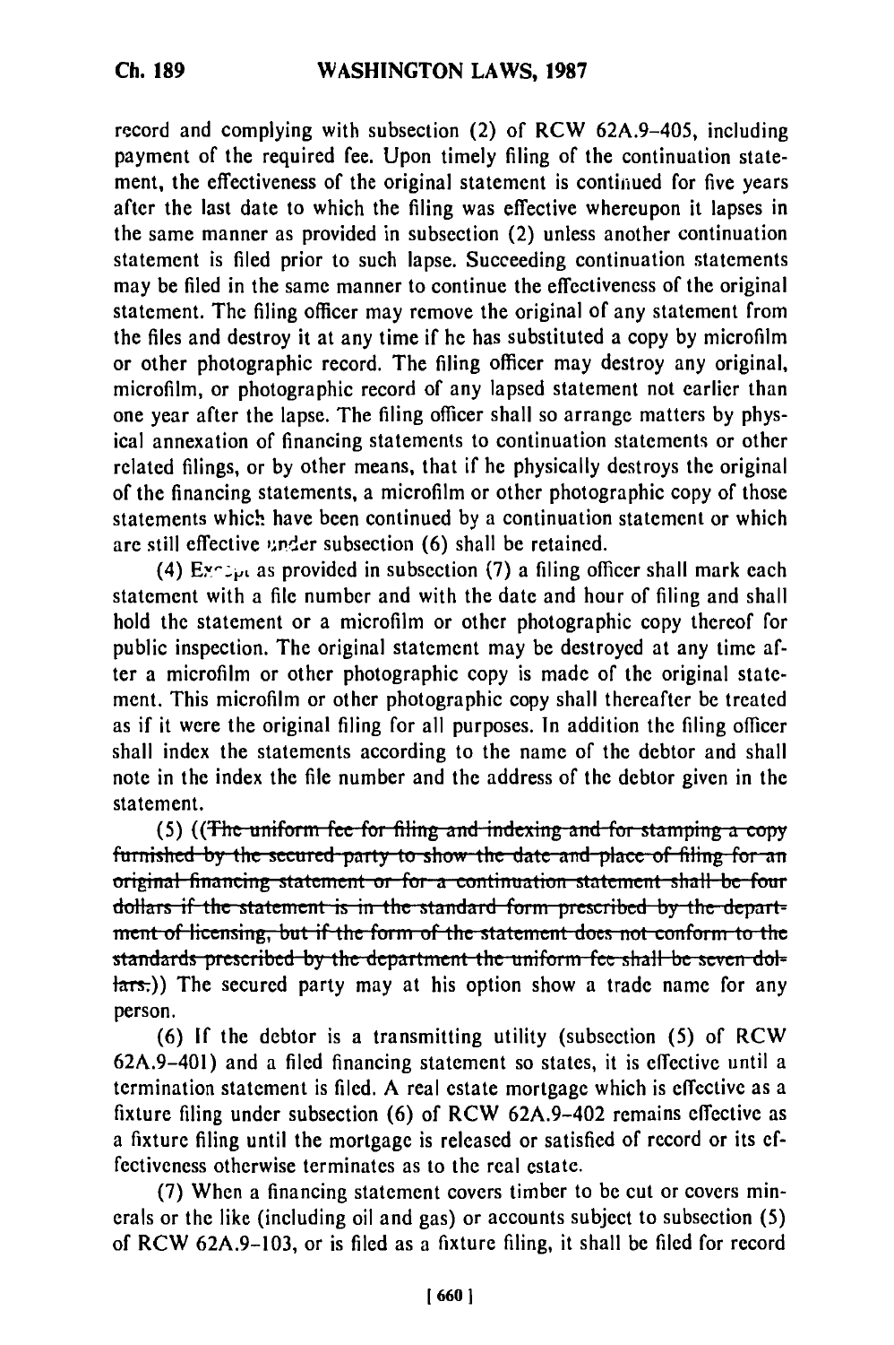record and complying with subsection (2) of RCW 62A.9–405, including payment of the required fee. Upon timely filing of the continuation statement, the effectiveness of the original statement is continued for five years after the last date to which the filing was effective whereupon it lapses in the same manner as provided in subsection (2) unless another continuation statement is filed prior to such lapse. Succeeding continuation statements may be filed in the same manner to continue the effectiveness of the original statement. The filing officer may remove the original of any statement from the files and destroy it at any time if he has substituted a copy by microfilm or other photographic record. The filing officer may destroy any original, microfilm, or photographic record of any lapsed statement not earlier than one year after the lapse. The filing officer shall so arrange matters by physical annexation of financing statements to continuation statements or other related filings, or by other means, that if he physically destroys the original of the financing statements, a microfilm or other photographic copy of those statements which have been continued by a continuation statement or which are still effective under subsection (6) shall be retained.

(4) Except as provided in subsection (7) a filing officer shall mark each statement with a file number and with the date and hour of filing and shall hold the statement or a microfilm or other photographic copy thereof for public inspection. The original statement may be destroyed at any time after a microfilm or other photographic copy is made of the original statement. This microfilm or other photographic copy shall thereafter be treated as if it were the original filing for all purposes. In addition the filing officer shall index the statements according to the name of the debtor and shall note in the index the file number and the address of the debtor given in the statement.

(5) ((~~The uniform fee for filing and indexing and for stamping a copy furnished by the secured party to show the date and place of filing for an original financing statement or for a continuation statement shall be four dollars if the statement is in the standard form prescribed by the department of licensing, but if the form of the statement does not conform to the standards prescribed by the department the uniform fee shall be seven dollars.~~)) The secured party may at his option show a trade name for any person.

(6) If the debtor is a transmitting utility (subsection (5) of RCW 62A.9–401) and a filed financing statement so states, it is effective until a termination statement is filed. A real estate mortgage which is effective as a fixture filing under subsection (6) of RCW 62A.9–402 remains effective as a fixture filing until the mortgage is released or satisfied of record or its effectiveness otherwise terminates as to the real estate.

(7) When a financing statement covers timber to be cut or covers minerals or the like (including oil and gas) or accounts subject to subsection (5) of RCW 62A.9–103, or is filed as a fixture filing, it shall be filed for record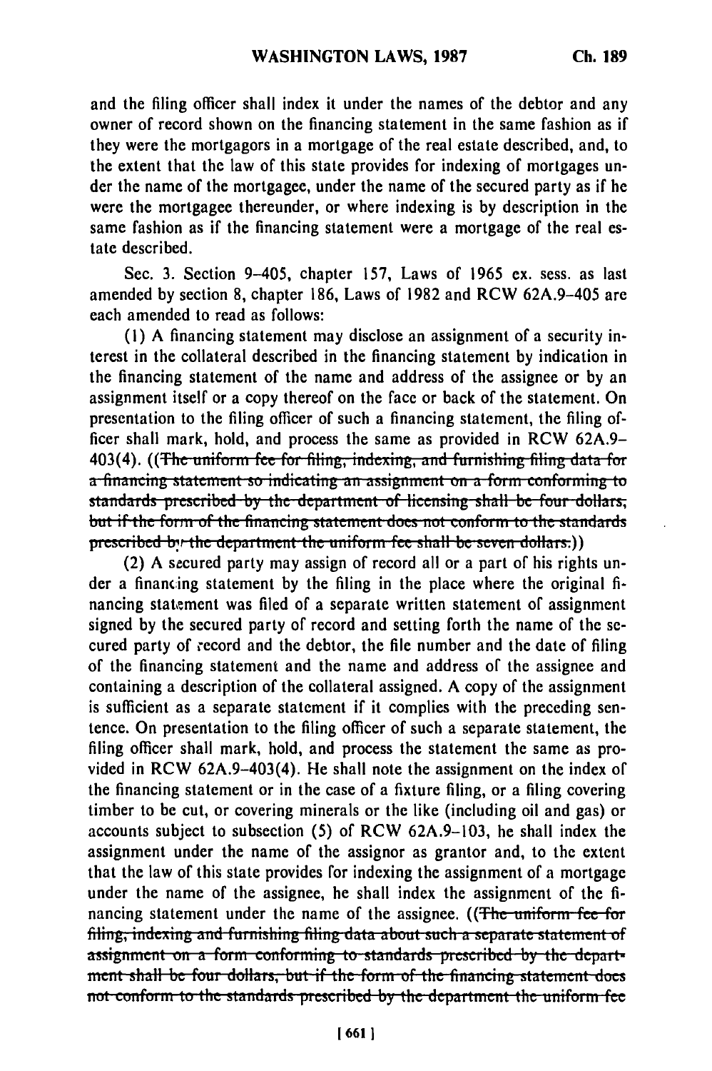and the filing officer shall index it under the names of the debtor and any owner of record shown on the financing statement in the same fashion as if they were the mortgagors in a mortgage of the real estate described, and, to the extent that the law of this state provides for indexing of mortgages under the name of the mortgagee, under the name of the secured party as if he were the mortgagee thereunder, or where indexing is by description in the same fashion as if the financing statement were a mortgage of the real estate described.

Sec. 3. Section 9–405, chapter 157, Laws of 1965 ex. sess. as last amended by section 8, chapter 186, Laws of 1982 and RCW 62A.9–405 are each amended to read as follows:

(1) A financing statement may disclose an assignment of a security interest in the collateral described in the financing statement by indication in the financing statement of the name and address of the assignee or by an assignment itself or a copy thereof on the face or back of the statement. On presentation to the filing officer of such a financing statement, the filing officer shall mark, hold, and process the same as provided in RCW 62A.9–403(4). ((~~The uniform fee for filing, indexing, and furnishing filing data for a financing statement so indicating an assignment on a form conforming to standards prescribed by the department of licensing shall be four dollars, but if the form of the financing statement does not conform to the standards prescribed by the department the uniform fee shall be seven dollars.~~))

(2) A secured party may assign of record all or a part of his rights under a financing statement by the filing in the place where the original financing statement was filed of a separate written statement of assignment signed by the secured party of record and setting forth the name of the secured party of record and the debtor, the file number and the date of filing of the financing statement and the name and address of the assignee and containing a description of the collateral assigned. A copy of the assignment is sufficient as a separate statement if it complies with the preceding sentence. On presentation to the filing officer of such a separate statement, the filing officer shall mark, hold, and process the statement the same as provided in RCW 62A.9–403(4). He shall note the assignment on the index of the financing statement or in the case of a fixture filing, or a filing covering timber to be cut, or covering minerals or the like (including oil and gas) or accounts subject to subsection (5) of RCW 62A.9–103, he shall index the assignment under the name of the assignor as grantor and, to the extent that the law of this state provides for indexing the assignment of a mortgage under the name of the assignee, he shall index the assignment of the financing statement under the name of the assignee. ((~~The uniform fee for filing, indexing and furnishing filing data about such a separate statement of assignment on a form conforming to standards prescribed by the department shall be four dollars, but if the form of the financing statement does not conform to the standards prescribed by the department the uniform fee~~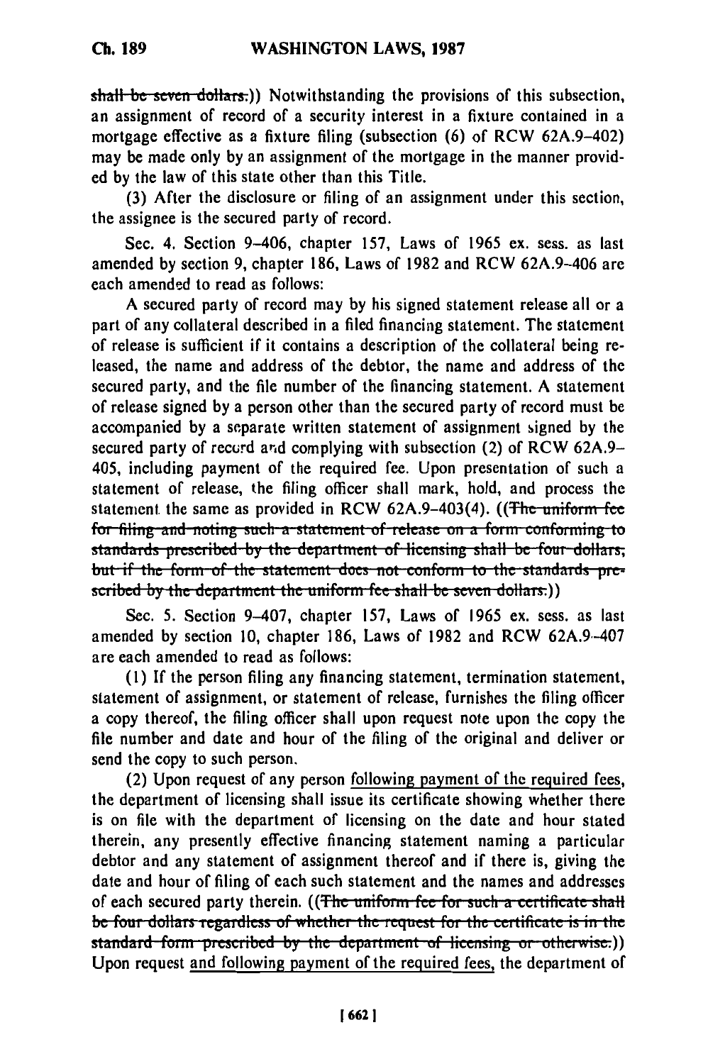~~shall be seven dollars.~~)) Notwithstanding the provisions of this subsection, an assignment of record of a security interest in a fixture contained in a mortgage effective as a fixture filing (subsection (6) of RCW 62A.9-402) may be made only by an assignment of the mortgage in the manner provided by the law of this state other than this Title.

(3) After the disclosure or filing of an assignment under this section, the assignee is the secured party of record.

Sec. 4. Section 9-406, chapter 157, Laws of 1965 ex. sess. as last amended by section 9, chapter 186, Laws of 1982 and RCW 62A.9-406 are each amended to read as follows:

A secured party of record may by his signed statement release all or a part of any collateral described in a filed financing statement. The statement of release is sufficient if it contains a description of the collateral being released, the name and address of the debtor, the name and address of the secured party, and the file number of the financing statement. A statement of release signed by a person other than the secured party of record must be accompanied by a separate written statement of assignment signed by the secured party of record and complying with subsection (2) of RCW 62A.9-405, including payment of the required fee. Upon presentation of such a statement of release, the filing officer shall mark, hold, and process the statement the same as provided in RCW 62A.9-403(4). ((~~The uniform fee for filing and noting such a statement of release on a form conforming to standards prescribed by the department of licensing shall be four dollars, but if the form of the statement does not conform to the standards prescribed by the department the uniform fee shall be seven dollars.~~))

Sec. 5. Section 9-407, chapter 157, Laws of 1965 ex. sess. as last amended by section 10, chapter 186, Laws of 1982 and RCW 62A.9-407 are each amended to read as follows:

(1) If the person filing any financing statement, termination statement, statement of assignment, or statement of release, furnishes the filing officer a copy thereof, the filing officer shall upon request note upon the copy the file number and date and hour of the filing of the original and deliver or send the copy to such person.

(2) Upon request of any person following payment of the required fees, the department of licensing shall issue its certificate showing whether there is on file with the department of licensing on the date and hour stated therein, any presently effective financing statement naming a particular debtor and any statement of assignment thereof and if there is, giving the date and hour of filing of each such statement and the names and addresses of each secured party therein. ((~~The uniform fee for such a certificate shall be four dollars regardless of whether the request for the certificate is in the standard form prescribed by the department of licensing or otherwise.~~)) Upon request and following payment of the required fees, the department of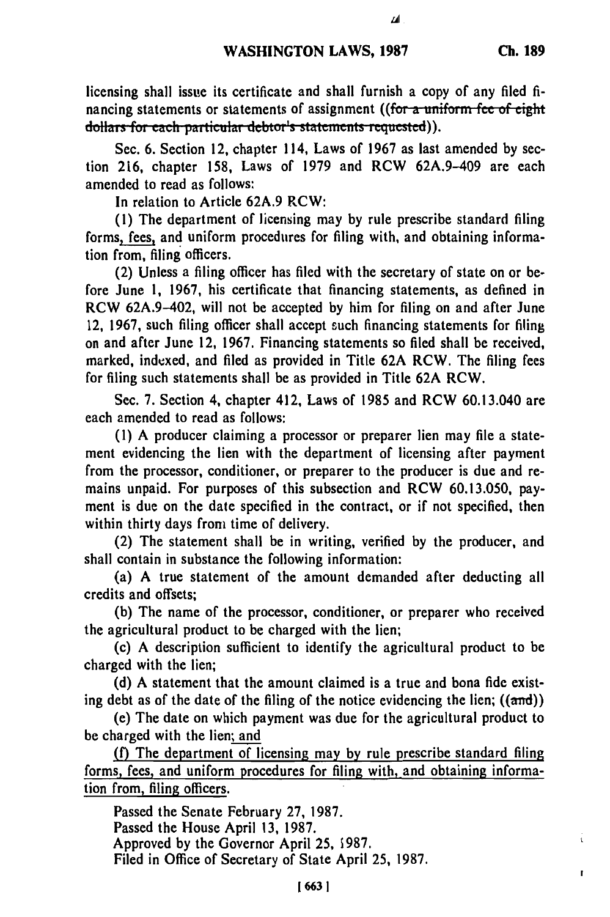licensing shall issue its certificate and shall furnish a copy of any filed financing statements or statements of assignment ((~~for a uniform fee of eight dollars for each particular debtor's statements requested~~)).

Sec. 6. Section 12, chapter 114, Laws of 1967 as last amended by section 216, chapter 158, Laws of 1979 and RCW 62A.9-409 are each amended to read as follows:

In relation to Article 62A.9 RCW:

(1) The department of licensing may by rule prescribe standard filing forms, fees, and uniform procedures for filing with, and obtaining information from, filing officers.

(2) Unless a filing officer has filed with the secretary of state on or before June 1, 1967, his certificate that financing statements, as defined in RCW 62A.9-402, will not be accepted by him for filing on and after June 12, 1967, such filing officer shall accept such financing statements for filing on and after June 12, 1967. Financing statements so filed shall be received, marked, indexed, and filed as provided in Title 62A RCW. The filing fees for filing such statements shall be as provided in Title 62A RCW.

Sec. 7. Section 4, chapter 412, Laws of 1985 and RCW 60.13.040 are each amended to read as follows:

(1) A producer claiming a processor or preparer lien may file a statement evidencing the lien with the department of licensing after payment from the processor, conditioner, or preparer to the producer is due and remains unpaid. For purposes of this subsection and RCW 60.13.050, payment is due on the date specified in the contract, or if not specified, then within thirty days from time of delivery.

(2) The statement shall be in writing, verified by the producer, and shall contain in substance the following information:

(a) A true statement of the amount demanded after deducting all credits and offsets;

(b) The name of the processor, conditioner, or preparer who received the agricultural product to be charged with the lien;

(c) A description sufficient to identify the agricultural product to be charged with the lien;

(d) A statement that the amount claimed is a true and bona fide existing debt as of the date of the filing of the notice evidencing the lien; ((~~and~~))

(e) The date on which payment was due for the agricultural product to be charged with the lien; and

(f) The department of licensing may by rule prescribe standard filing forms, fees, and uniform procedures for filing with, and obtaining information from, filing officers.

Passed the Senate February 27, 1987.
Passed the House April 13, 1987.
Approved by the Governor April 25, 1987.
Filed in Office of Secretary of State April 25, 1987.